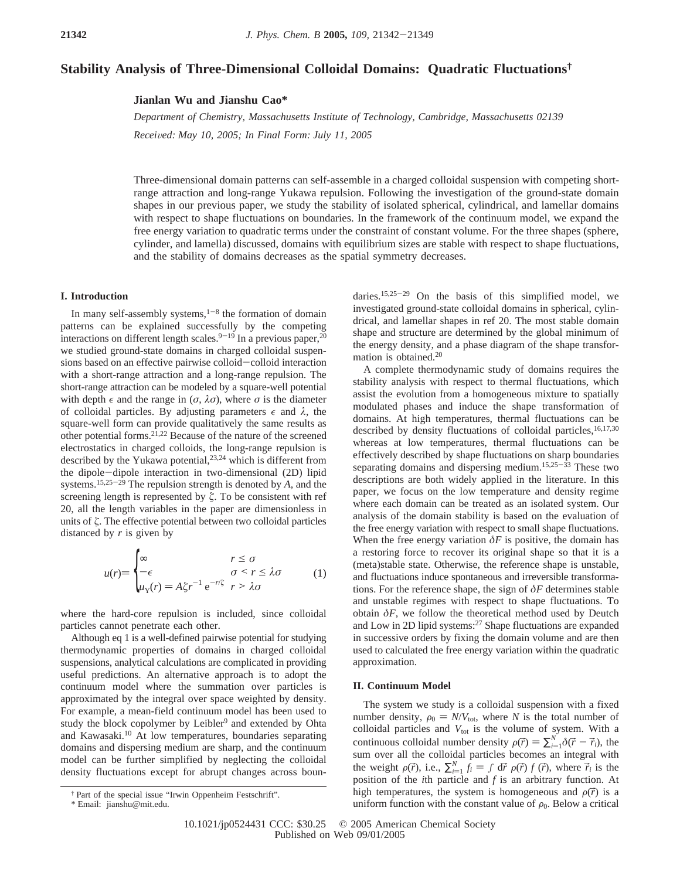# Stability Analysis of Three-Dimensional Colloidal Domains: Quadratic Fluctuations[†]

**Jianlan Wu and Jianshu Cao***

*Department of Chemistry, Massachusetts Institute of Technology, Cambridge, Massachusetts 02139*

*Received: May 10, 2005; In Final Form: July 11, 2005*

Three-dimensional domain patterns can self-assemble in a charged colloidal suspension with competing short-range attraction and long-range Yukawa repulsion. Following the investigation of the ground-state domain shapes in our previous paper, we study the stability of isolated spherical, cylindrical, and lamellar domains with respect to shape fluctuations on boundaries. In the framework of the continuum model, we expand the free energy variation to quadratic terms under the constraint of constant volume. For the three shapes (sphere, cylinder, and lamella) discussed, domains with equilibrium sizes are stable with respect to shape fluctuations, and the stability of domains decreases as the spatial symmetry decreases.

## I. Introduction

In many self-assembly systems,[1-8] the formation of domain patterns can be explained successfully by the competing interactions on different length scales.[9-19] In a previous paper,[20] we studied ground-state domains in charged colloidal suspensions based on an effective pairwise colloid–colloid interaction with a short-range attraction and a long-range repulsion. The short-range attraction can be modeled by a square-well potential with depth $\epsilon$ and the range in $(\sigma, \lambda\sigma)$, where $\sigma$ is the diameter of colloidal particles. By adjusting parameters $\epsilon$ and $\lambda$, the square-well form can provide qualitatively the same results as other potential forms.[21,22] Because of the nature of the screened electrostatics in charged colloids, the long-range repulsion is described by the Yukawa potential,[23,24] which is different from the dipole–dipole interaction in two-dimensional (2D) lipid systems.[15,25-29] The repulsion strength is denoted by $A$, and the screening length is represented by $\zeta$. To be consistent with ref 20, all the length variables in the paper are dimensionless in units of $\zeta$. The effective potential between two colloidal particles distanced by $r$ is given by

$$u(r) = \begin{cases} \infty & r \le \sigma \\ -\epsilon & \sigma < r \le \lambda\sigma \\ u_Y(r) = A\zeta r^{-1}\, e^{-r/\zeta} & r > \lambda\sigma \end{cases} \tag{1}$$

where the hard-core repulsion is included, since colloidal particles cannot penetrate each other.

Although eq 1 is a well-defined pairwise potential for studying thermodynamic properties of domains in charged colloidal suspensions, analytical calculations are complicated in providing useful predictions. An alternative approach is to adopt the continuum model where the summation over particles is approximated by the integral over space weighted by density. For example, a mean-field continuum model has been used to study the block copolymer by Leibler[9] and extended by Ohta and Kawasaki.[10] At low temperatures, boundaries separating domains and dispersing medium are sharp, and the continuum model can be further simplified by neglecting the colloidal density fluctuations except for abrupt changes across boundaries.[15,25-29] On the basis of this simplified model, we investigated ground-state colloidal domains in spherical, cylindrical, and lamellar shapes in ref 20. The most stable domain shape and structure are determined by the global minimum of the energy density, and a phase diagram of the shape transformation is obtained.[20]

A complete thermodynamic study of domains requires the stability analysis with respect to thermal fluctuations, which assist the evolution from a homogeneous mixture to spatially modulated phases and induce the shape transformation of domains. At high temperatures, thermal fluctuations can be described by density fluctuations of colloidal particles,[16,17,30] whereas at low temperatures, thermal fluctuations can be effectively described by shape fluctuations on sharp boundaries separating domains and dispersing medium.[15,25-33] These two descriptions are both widely applied in the literature. In this paper, we focus on the low temperature and density regime where each domain can be treated as an isolated system. Our analysis of the domain stability is based on the evaluation of the free energy variation with respect to small shape fluctuations. When the free energy variation $\delta F$ is positive, the domain has a restoring force to recover its original shape so that it is a (meta)stable state. Otherwise, the reference shape is unstable, and fluctuations induce spontaneous and irreversible transformations. For the reference shape, the sign of $\delta F$ determines stable and unstable regimes with respect to shape fluctuations. To obtain $\delta F$, we follow the theoretical method used by Deutch and Low in 2D lipid systems:[27] Shape fluctuations are expanded in successive orders by fixing the domain volume and are then used to calculated the free energy variation within the quadratic approximation.

## II. Continuum Model

The system we study is a colloidal suspension with a fixed number density, $\rho_0 = N/V_{\text{tot}}$, where $N$ is the total number of colloidal particles and $V_{\text{tot}}$ is the volume of system. With a continuous colloidal number density $\rho(\vec{r}) = \sum_{i=1}^{N}\delta(\vec{r} - \vec{r}_i)$, the sum over all the colloidal particles becomes an integral with the weight $\rho(\vec{r})$, i.e., $\sum_{i=1}^{N} f_i = \int d\vec{r}\, \rho(\vec{r})\, f(\vec{r})$, where $\vec{r}_i$ is the position of the $i$th particle and $f$ is an arbitrary function. At high temperatures, the system is homogeneous and $\rho(\vec{r})$ is a uniform function with the constant value of $\rho_0$. Below a critical

† Part of the special issue "Irwin Oppenheim Festschrift".

\* Email: jianshu@mit.edu.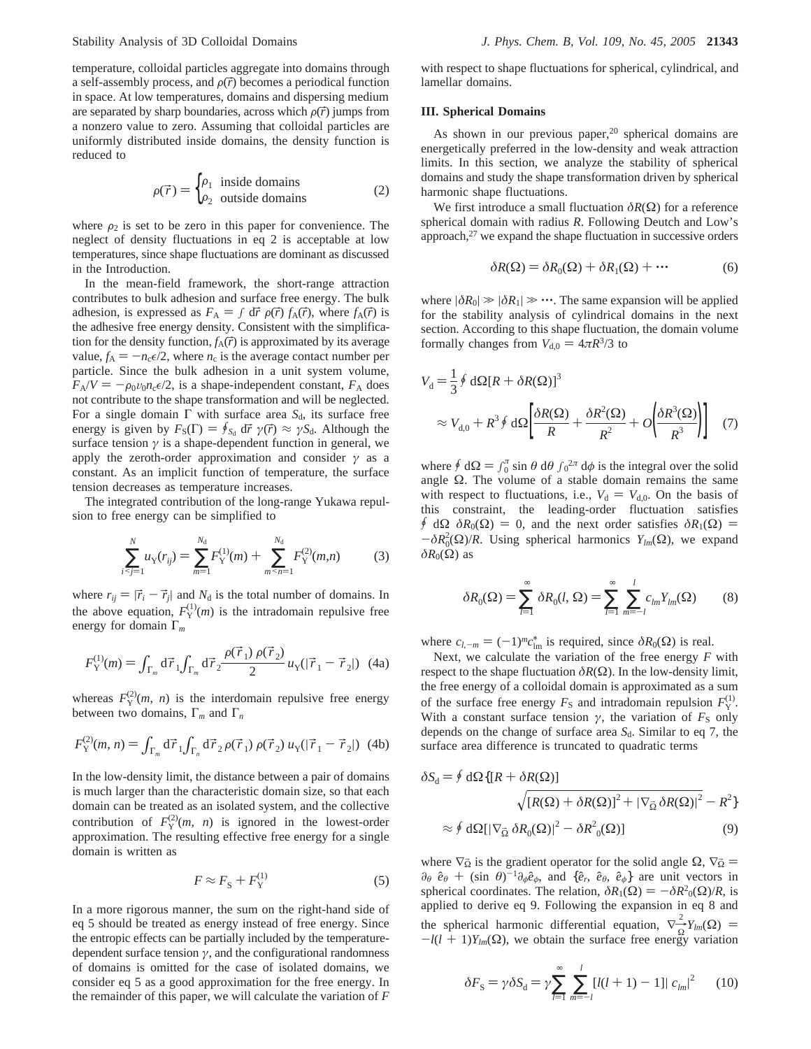temperature, colloidal particles aggregate into domains through a self-assembly process, and $\rho(\vec{r})$ becomes a periodical function in space. At low temperatures, domains and dispersing medium are separated by sharp boundaries, across which $\rho(\vec{r})$ jumps from a nonzero value to zero. Assuming that colloidal particles are uniformly distributed inside domains, the density function is reduced to

$$\rho(\vec{r}) = \begin{cases} \rho_1 & \text{inside domains} \\ \rho_2 & \text{outside domains} \end{cases} \tag{2}$$

where $\rho_2$ is set to be zero in this paper for convenience. The neglect of density fluctuations in eq 2 is acceptable at low temperatures, since shape fluctuations are dominant as discussed in the Introduction.

In the mean-field framework, the short-range attraction contributes to bulk adhesion and surface free energy. The bulk adhesion, is expressed as $F_A = \int d\vec{r}\, \rho(\vec{r})\, f_A(\vec{r})$, where $f_A(\vec{r})$ is the adhesive free energy density. Consistent with the simplification for the density function, $f_A(\vec{r})$ is approximated by its average value, $f_A = -n_c\epsilon/2$, where $n_c$ is the average contact number per particle. Since the bulk adhesion in a unit system volume, $F_A/V = -\rho_0 v_0 n_c \epsilon/2$, is a shape-independent constant, $F_A$ does not contribute to the shape transformation and will be neglected. For a single domain $\Gamma$ with surface area $S_d$, its surface free energy is given by $F_S(\Gamma) = \oint_{S_d} d\vec{r}\, \gamma(\vec{r}) \approx \gamma S_d$. Although the surface tension $\gamma$ is a shape-dependent function in general, we apply the zeroth-order approximation and consider $\gamma$ as a constant. As an implicit function of temperature, the surface tension decreases as temperature increases.

The integrated contribution of the long-range Yukawa repulsion to free energy can be simplified to

$$\sum_{i<j=1}^{N} u_Y(r_{ij}) = \sum_{m=1}^{N_d} F_Y^{(1)}(m) + \sum_{m<n=1}^{N_d} F_Y^{(2)}(m,n) \tag{3}$$

where $r_{ij} = |\vec{r}_i - \vec{r}_j|$ and $N_d$ is the total number of domains. In the above equation, $F_Y^{(1)}(m)$ is the intradomain repulsive free energy for domain $\Gamma_m$

$$F_Y^{(1)}(m) = \int_{\Gamma_m} d\vec{r}_1 \int_{\Gamma_m} d\vec{r}_2 \frac{\rho(\vec{r}_1)\,\rho(\vec{r}_2)}{2} u_Y(|\vec{r}_1 - \vec{r}_2|) \tag{4a}$$

whereas $F_Y^{(2)}(m, n)$ is the interdomain repulsive free energy between two domains, $\Gamma_m$ and $\Gamma_n$

$$F_Y^{(2)}(m, n) = \int_{\Gamma_m} d\vec{r}_1 \int_{\Gamma_n} d\vec{r}_2\, \rho(\vec{r}_1)\,\rho(\vec{r}_2)\, u_Y(|\vec{r}_1 - \vec{r}_2|) \tag{4b}$$

In the low-density limit, the distance between a pair of domains is much larger than the characteristic domain size, so that each domain can be treated as an isolated system, and the collective contribution of $F_Y^{(2)}(m, n)$ is ignored in the lowest-order approximation. The resulting effective free energy for a single domain is written as

$$F \approx F_S + F_Y^{(1)} \tag{5}$$

In a more rigorous manner, the sum on the right-hand side of eq 5 should be treated as energy instead of free energy. Since the entropic effects can be partially included by the temperature-dependent surface tension $\gamma$, and the configurational randomness of domains is omitted for the case of isolated domains, we consider eq 5 as a good approximation for the free energy. In the remainder of this paper, we will calculate the variation of $F$ with respect to shape fluctuations for spherical, cylindrical, and lamellar domains.

### III. Spherical Domains

As shown in our previous paper,[20] spherical domains are energetically preferred in the low-density and weak attraction limits. In this section, we analyze the stability of spherical domains and study the shape transformation driven by spherical harmonic shape fluctuations.

We first introduce a small fluctuation $\delta R(\Omega)$ for a reference spherical domain with radius $R$. Following Deutch and Low's approach,[27] we expand the shape fluctuation in successive orders

$$\delta R(\Omega) = \delta R_0(\Omega) + \delta R_1(\Omega) + \cdots \tag{6}$$

where $|\delta R_0| \gg |\delta R_1| \gg \cdots$. The same expansion will be applied for the stability analysis of cylindrical domains in the next section. According to this shape fluctuation, the domain volume formally changes from $V_{d,0} = 4\pi R^3/3$ to

$$V_d = \frac{1}{3}\oint d\Omega [R + \delta R(\Omega)]^3$$
$$\approx V_{d,0} + R^3 \oint d\Omega \left[\frac{\delta R(\Omega)}{R} + \frac{\delta R^2(\Omega)}{R^2} + O\left(\frac{\delta R^3(\Omega)}{R^3}\right)\right] \tag{7}$$

where $\oint d\Omega = \int_0^\pi \sin\theta\, d\theta \int_0^{2\pi} d\phi$ is the integral over the solid angle $\Omega$. The volume of a stable domain remains the same with respect to fluctuations, i.e., $V_d = V_{d,0}$. On the basis of this constraint, the leading-order fluctuation satisfies $\oint d\Omega\, \delta R_0(\Omega) = 0$, and the next order satisfies $\delta R_1(\Omega) = -\delta R_0^2(\Omega)/R$. Using spherical harmonics $Y_{lm}(\Omega)$, we expand $\delta R_0(\Omega)$ as

$$\delta R_0(\Omega) = \sum_{l=1}^{\infty} \delta R_0(l, \Omega) = \sum_{l=1}^{\infty} \sum_{m=-l}^{l} c_{lm} Y_{lm}(\Omega) \tag{8}$$

where $c_{l,-m} = (-1)^m c_{lm}^*$ is required, since $\delta R_0(\Omega)$ is real.

Next, we calculate the variation of the free energy $F$ with respect to the shape fluctuation $\delta R(\Omega)$. In the low-density limit, the free energy of a colloidal domain is approximated as a sum of the surface free energy $F_S$ and intradomain repulsion $F_Y^{(1)}$. With a constant surface tension $\gamma$, the variation of $F_S$ only depends on the change of surface area $S_d$. Similar to eq 7, the surface area difference is truncated to quadratic terms

$$\delta S_d = \oint d\Omega \{[R + \delta R(\Omega)] \sqrt{[R(\Omega) + \delta R(\Omega)]^2 + |\nabla_{\vec{\Omega}}\, \delta R(\Omega)|^2} - R^2\}$$
$$\approx \oint d\Omega [|\nabla_{\vec{\Omega}}\, \delta R_0(\Omega)|^2 - \delta R_0^2(\Omega)] \tag{9}$$

where $\nabla_{\vec{\Omega}}$ is the gradient operator for the solid angle $\Omega$, $\nabla_{\vec{\Omega}} = \partial_\theta\, \hat{e}_\theta + (\sin\theta)^{-1}\partial_\phi \hat{e}_\phi$, and $\{\hat{e}_r, \hat{e}_\theta, \hat{e}_\phi\}$ are unit vectors in spherical coordinates. The relation, $\delta R_1(\Omega) = -\delta R_0^2(\Omega)/R$, is applied to derive eq 9. Following the expansion in eq 8 and the spherical harmonic differential equation, $\nabla_{\vec{\Omega}}^2 Y_{lm}(\Omega) = -l(l + 1)Y_{lm}(\Omega)$, we obtain the surface free energy variation

$$\delta F_S = \gamma \delta S_d = \gamma \sum_{l=1}^{\infty} \sum_{m=-l}^{l} [l(l + 1) - 1]|\, c_{lm}|^2 \tag{10}$$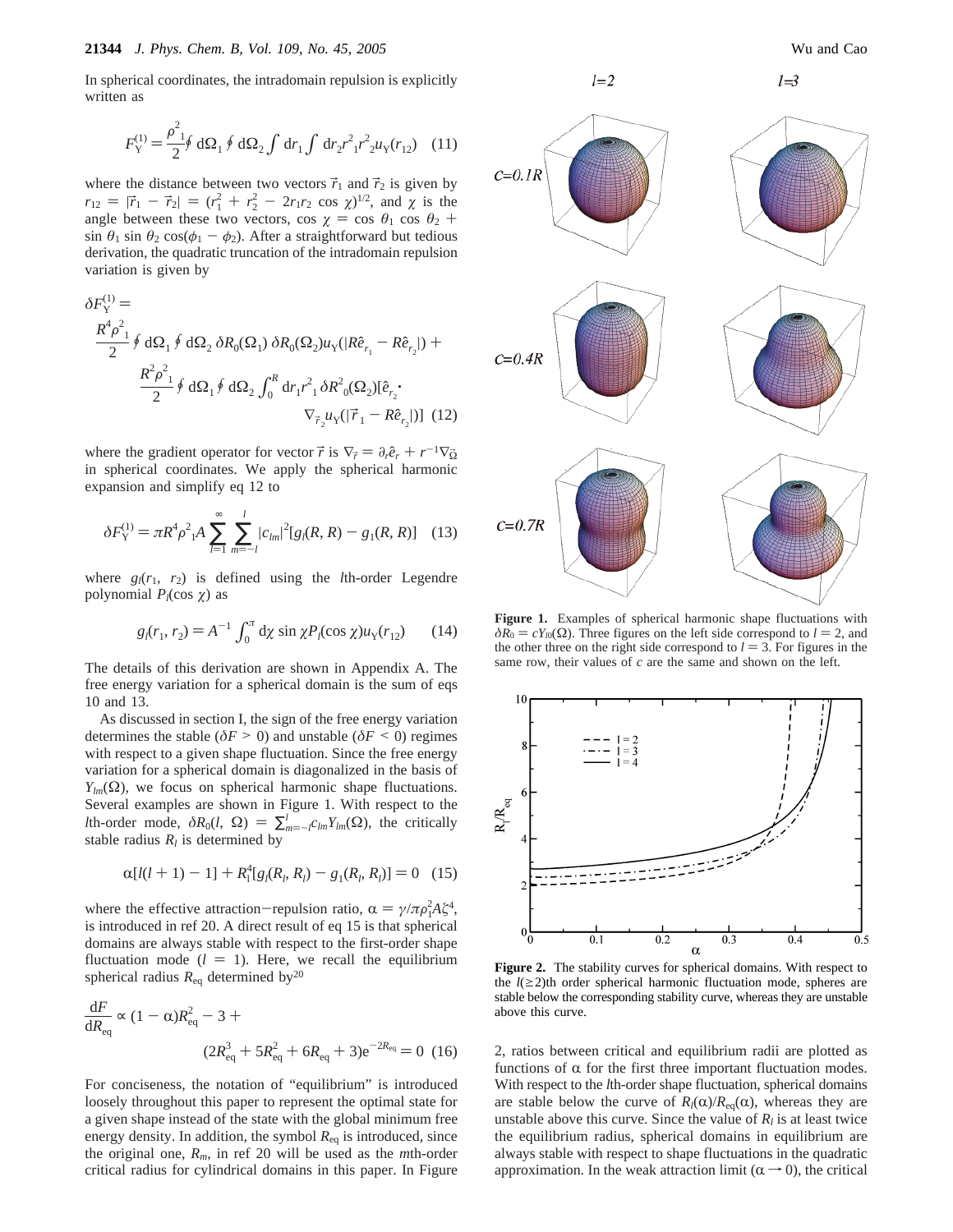In spherical coordinates, the intradomain repulsion is explicitly written as

$$F_Y^{(1)} = \frac{\rho_1^2}{2}\oint d\Omega_1 \oint d\Omega_2 \int dr_1 \int dr_2 r_1^2 r_2^2 u_Y(r_{12}) \quad (11)$$

where the distance between two vectors $\vec{r}_1$ and $\vec{r}_2$ is given by $r_{12} = |\vec{r}_1 - \vec{r}_2| = (r_1^2 + r_2^2 - 2r_1r_2\cos\chi)^{1/2}$, and $\chi$ is the angle between these two vectors, $\cos\chi = \cos\theta_1\cos\theta_2 + \sin\theta_1\sin\theta_2\cos(\phi_1 - \phi_2)$. After a straightforward but tedious derivation, the quadratic truncation of the intradomain repulsion variation is given by

$$\delta F_Y^{(1)} = \frac{R^4\rho_1^2}{2}\oint d\Omega_1 \oint d\Omega_2\, \delta R_0(\Omega_1)\, \delta R_0(\Omega_2) u_Y(|R\hat{e}_{r_1} - R\hat{e}_{r_2}|) + \frac{R^2\rho_1^2}{2}\oint d\Omega_1 \oint d\Omega_2 \int_0^R dr_1 r_1^2\, \delta R_0^2(\Omega_2)[\hat{e}_{r_2}\cdot \nabla_{\vec{r}_2} u_Y(|\vec{r}_1 - R\hat{e}_{r_2}|)] \quad (12)$$

where the gradient operator for vector $\vec{r}$ is $\nabla_{\vec{r}} = \partial_r\hat{e}_r + r^{-1}\nabla_{\bar{\Omega}}$ in spherical coordinates. We apply the spherical harmonic expansion and simplify eq 12 to

$$\delta F_Y^{(1)} = \pi R^4\rho_1^2 A \sum_{l=1}^{\infty}\sum_{m=-l}^{l}|c_{lm}|^2[g_l(R,R) - g_1(R,R)] \quad (13)$$

where $g_l(r_1, r_2)$ is defined using the $l$th-order Legendre polynomial $P_l(\cos\chi)$ as

$$g_l(r_1, r_2) = A^{-1}\int_0^{\pi} d\chi \sin\chi P_l(\cos\chi) u_Y(r_{12}) \quad (14)$$

The details of this derivation are shown in Appendix A. The free energy variation for a spherical domain is the sum of eqs 10 and 13.

As discussed in section I, the sign of the free energy variation determines the stable ($\delta F > 0$) and unstable ($\delta F < 0$) regimes with respect to a given shape fluctuation. Since the free energy variation for a spherical domain is diagonalized in the basis of $Y_{lm}(\Omega)$, we focus on spherical harmonic shape fluctuations. Several examples are shown in Figure 1. With respect to the $l$th-order mode, $\delta R_0(l, \Omega) = \sum_{m=-l}^{l} c_{lm}Y_{lm}(\Omega)$, the critically stable radius $R_l$ is determined by

$$\alpha[l(l+1) - 1] + R_l^4[g_l(R_l, R_l) - g_1(R_l, R_l)] = 0 \quad (15)$$

where the effective attraction–repulsion ratio, $\alpha = \gamma/\pi\rho_1^2 A\zeta^4$, is introduced in ref 20. A direct result of eq 15 is that spherical domains are always stable with respect to the first-order shape fluctuation mode ($l = 1$). Here, we recall the equilibrium spherical radius $R_{eq}$ determined by[20]

$$\frac{dF}{dR_{eq}} \propto (1-\alpha)R_{eq}^2 - 3 + (2R_{eq}^3 + 5R_{eq}^2 + 6R_{eq} + 3)e^{-2R_{eq}} = 0 \quad (16)$$

For conciseness, the notation of "equilibrium" is introduced loosely throughout this paper to represent the optimal state for a given shape instead of the state with the global minimum free energy density. In addition, the symbol $R_{eq}$ is introduced, since the original one, $R_m$, in ref 20 will be used as the $m$th-order critical radius for cylindrical domains in this paper. In Figure 2, ratios between critical and equilibrium radii are plotted as functions of $\alpha$ for the first three important fluctuation modes. With respect to the $l$th-order shape fluctuation, spherical domains are stable below the curve of $R_l(\alpha)/R_{eq}(\alpha)$, whereas they are unstable above this curve. Since the value of $R_l$ is at least twice the equilibrium radius, spherical domains in equilibrium are always stable with respect to shape fluctuations in the quadratic approximation. In the weak attraction limit ($\alpha \to 0$), the critical

**Figure 1.** Examples of spherical harmonic shape fluctuations with $\delta R_0 = cY_{l0}(\Omega)$. Three figures on the left side correspond to $l = 2$, and the other three on the right side correspond to $l = 3$. For figures in the same row, their values of $c$ are the same and shown on the left.

**Figure 2.** The stability curves for spherical domains. With respect to the $l(\geq 2)$th order spherical harmonic fluctuation mode, spheres are stable below the corresponding stability curve, whereas they are unstable above this curve.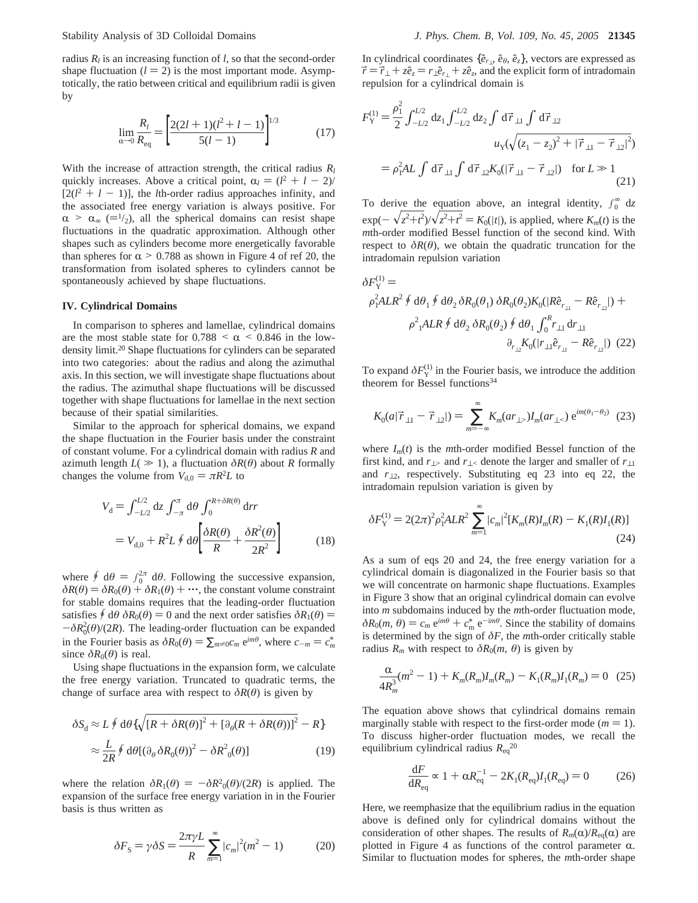radius $R_l$ is an increasing function of $l$, so that the second-order shape fluctuation ($l = 2$) is the most important mode. Asymptotically, the ratio between critical and equilibrium radii is given by

$$\lim_{\alpha \to 0} \frac{R_l}{R_{\text{eq}}} = \left[\frac{2(2l+1)(l^2+l-1)}{5(l-1)}\right]^{1/3} \tag{17}$$

With the increase of attraction strength, the critical radius $R_l$ quickly increases. Above a critical point, $\alpha_l = (l^2 + l - 2)/[2(l^2 + l - 1)]$, the $l$th-order radius approaches infinity, and the associated free energy variation is always positive. For $\alpha > \alpha_\infty$ ($=1/2$), all the spherical domains can resist shape fluctuations in the quadratic approximation. Although other shapes such as cylinders become more energetically favorable than spheres for $\alpha > 0.788$ as shown in Figure 4 of ref 20, the transformation from isolated spheres to cylinders cannot be spontaneously achieved by shape fluctuations.

## IV. Cylindrical Domains

In comparison to spheres and lamellae, cylindrical domains are the most stable state for $0.788 < \alpha < 0.846$ in the low-density limit.[20] Shape fluctuations for cylinders can be separated into two categories: about the radius and along the azimuthal axis. In this section, we will investigate shape fluctuations about the radius. The azimuthal shape fluctuations will be discussed together with shape fluctuations for lamellae in the next section because of their spatial similarities.

Similar to the approach for spherical domains, we expand the shape fluctuation in the Fourier basis under the constraint of constant volume. For a cylindrical domain with radius $R$ and azimuth length $L(\gg 1)$, a fluctuation $\delta R(\theta)$ about $R$ formally changes the volume from $V_{\text{d},0} = \pi R^2 L$ to

$$\begin{aligned} V_{\text{d}} &= \int_{-L/2}^{L/2} \text{d}z \int_{-\pi}^{\pi} \text{d}\theta \int_0^{R+\delta R(\theta)} \text{d}r r \\ &= V_{\text{d},0} + R^2 L \oint \text{d}\theta \left[\frac{\delta R(\theta)}{R} + \frac{\delta R^2(\theta)}{2R^2}\right] \end{aligned} \tag{18}$$

where $\oint \text{d}\theta = \int_0^{2\pi} \text{d}\theta$. Following the successive expansion, $\delta R(\theta) = \delta R_0(\theta) + \delta R_1(\theta) + \cdots$, the constant volume constraint for stable domains requires that the leading-order fluctuation satisfies $\oint \text{d}\theta\, \delta R_0(\theta) = 0$ and the next order satisfies $\delta R_1(\theta) = -\delta R_0^2(\theta)/(2R)$. The leading-order fluctuation can be expanded in the Fourier basis as $\delta R_0(\theta) = \sum_{m \neq 0} c_m\, e^{im\theta}$, where $c_{-m} = c_m^*$ since $\delta R_0(\theta)$ is real.

Using shape fluctuations in the expansion form, we calculate the free energy variation. Truncated to quadratic terms, the change of surface area with respect to $\delta R(\theta)$ is given by

$$\begin{aligned} \delta S_{\text{d}} &\approx L \oint \text{d}\theta \{\sqrt{[R + \delta R(\theta)]^2 + [\partial_\theta (R + \delta R(\theta))]^2} - R\} \\ &\approx \frac{L}{2R} \oint \text{d}\theta [(\partial_\theta \delta R_0(\theta))^2 - \delta R_0^2(\theta)] \end{aligned} \tag{19}$$

where the relation $\delta R_1(\theta) = -\delta R^2_0(\theta)/(2R)$ is applied. The expansion of the surface free energy variation in in the Fourier basis is thus written as

$$\delta F_{\text{S}} = \gamma \delta S = \frac{2\pi\gamma L}{R} \sum_{m=1}^{\infty} |c_m|^2 (m^2 - 1) \tag{20}$$

In cylindrical coordinates $\{\hat{e}_{r_\perp}, \hat{e}_\theta, \hat{e}_z\}$, vectors are expressed as $\vec{r} = \vec{r}_\perp + z\hat{e}_z = r_\perp \hat{e}_{r_\perp} + z\hat{e}_z$, and the explicit form of intradomain repulsion for a cylindrical domain is

$$\begin{aligned} F_{\text{Y}}^{(1)} &= \frac{\rho_1^2}{2} \int_{-L/2}^{L/2} \text{d}z_1 \int_{-L/2}^{L/2} \text{d}z_2 \int \text{d}\vec{r}_{\perp 1} \int \text{d}\vec{r}_{\perp 2}\, u_{\text{Y}}(\sqrt{(z_1 - z_2)^2 + |\vec{r}_{\perp 1} - \vec{r}_{\perp 2}|^2}) \\ &= \rho_1^2 AL \int \text{d}\vec{r}_{\perp 1} \int \text{d}\vec{r}_{\perp 2} K_0(|\vec{r}_{\perp 1} - \vec{r}_{\perp 2}|) \quad \text{for } L \gg 1 \end{aligned} \tag{21}$$

To derive the equation above, an integral identity, $\int_0^\infty \text{d}z \exp(-\sqrt{z^2+t^2})/\sqrt{z^2+t^2} = K_0(|t|)$, is applied, where $K_m(t)$ is the $m$th-order modified Bessel function of the second kind. With respect to $\delta R(\theta)$, we obtain the quadratic truncation for the intradomain repulsion variation

$$\begin{aligned} \delta F_{\text{Y}}^{(1)} = {} & \rho_1^2 ALR^2 \oint \text{d}\theta_1 \oint \text{d}\theta_2\, \delta R_0(\theta_1)\, \delta R_0(\theta_2) K_0(|R\hat{e}_{r_{\perp 1}} - R\hat{e}_{r_{\perp 2}}|) + \\ & \rho_1^2 ALR \oint \text{d}\theta_2\, \delta R_0(\theta_2) \oint \text{d}\theta_1 \int_0^R r_{\perp 1}\, \text{d}r_{\perp 1}\, \partial_{r_{\perp 2}} K_0(|r_{\perp 1}\hat{e}_{r_{\perp 1}} - R\hat{e}_{r_{\perp 2}}|) \end{aligned} \tag{22}$$

To expand $\delta F_{\text{Y}}^{(1)}$ in the Fourier basis, we introduce the addition theorem for Bessel functions[34]

$$K_0(a|\vec{r}_{\perp 1} - \vec{r}_{\perp 2}|) = \sum_{m=-\infty}^{\infty} K_m(ar_{\perp >}) I_m(ar_{\perp <})\, e^{im(\theta_1 - \theta_2)} \tag{23}$$

where $I_m(t)$ is the $m$th-order modified Bessel function of the first kind, and $r_{\perp >}$ and $r_{\perp <}$ denote the larger and smaller of $r_{\perp 1}$ and $r_{\perp 2}$, respectively. Substituting eq 23 into eq 22, the intradomain repulsion variation is given by

$$\delta F_{\text{Y}}^{(1)} = 2(2\pi)^2 \rho_1^2 ALR^2 \sum_{m=1}^{\infty} |c_m|^2 [K_m(R) I_m(R) - K_1(R) I_1(R)] \tag{24}$$

As a sum of eqs 20 and 24, the free energy variation for a cylindrical domain is diagonalized in the Fourier basis so that we will concentrate on harmonic shape fluctuations. Examples in Figure 3 show that an original cylindrical domain can evolve into $m$ subdomains induced by the $m$th-order fluctuation mode, $\delta R_0(m, \theta) = c_m\, e^{im\theta} + c_m^*\, e^{-im\theta}$. Since the stability of domains is determined by the sign of $\delta F$, the $m$th-order critically stable radius $R_m$ with respect to $\delta R_0(m, \theta)$ is given by

$$\frac{\alpha}{4R_m^3}(m^2 - 1) + K_m(R_m) I_m(R_m) - K_1(R_m) I_1(R_m) = 0 \tag{25}$$

The equation above shows that cylindrical domains remain marginally stable with respect to the first-order mode ($m = 1$). To discuss higher-order fluctuation modes, we recall the equilibrium cylindrical radius $R_{\text{eq}}$[20]

$$\frac{\text{d}F}{\text{d}R_{\text{eq}}} \propto 1 + \alpha R_{\text{eq}}^{-1} - 2K_1(R_{\text{eq}}) I_1(R_{\text{eq}}) = 0 \tag{26}$$

Here, we reemphasize that the equilibrium radius in the equation above is defined only for cylindrical domains without the consideration of other shapes. The results of $R_m(\alpha)/R_{\text{eq}}(\alpha)$ are plotted in Figure 4 as functions of the control parameter $\alpha$. Similar to fluctuation modes for spheres, the $m$th-order shape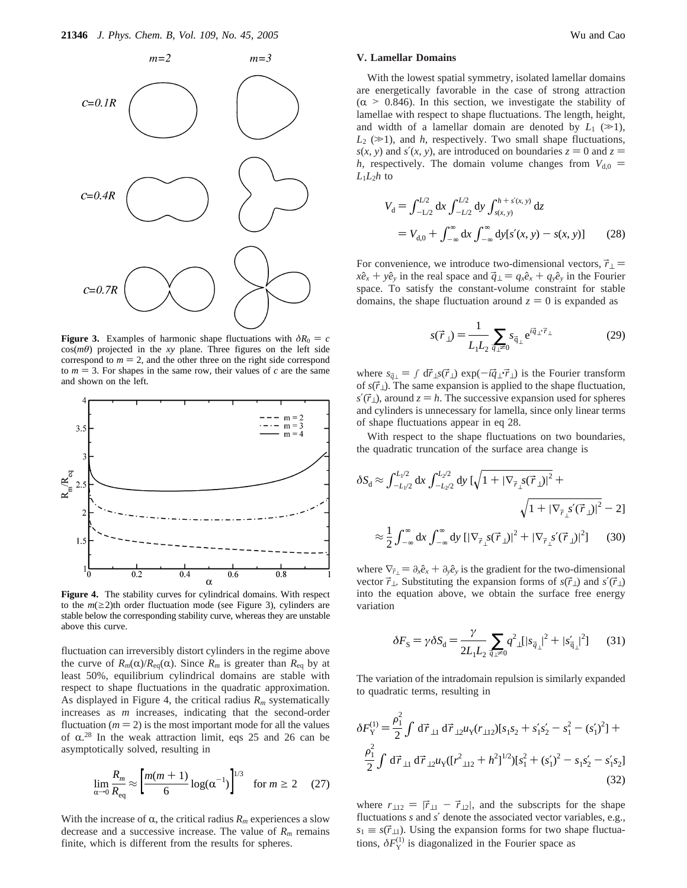**Figure 3.** Examples of harmonic shape fluctuations with $\delta R_0 = c \cos(m\theta)$ projected in the $xy$ plane. Three figures on the left side correspond to $m = 2$, and the other three on the right side correspond to $m = 3$. For shapes in the same row, their values of $c$ are the same and shown on the left.

**Figure 4.** The stability curves for cylindrical domains. With respect to the $m(\geq 2)$th order fluctuation mode (see Figure 3), cylinders are stable below the corresponding stability curve, whereas they are unstable above this curve.

fluctuation can irreversibly distort cylinders in the regime above the curve of $R_m(\alpha)/R_{eq}(\alpha)$. Since $R_m$ is greater than $R_{eq}$ by at least 50%, equilibrium cylindrical domains are stable with respect to shape fluctuations in the quadratic approximation. As displayed in Figure 4, the critical radius $R_m$ systematically increases as $m$ increases, indicating that the second-order fluctuation ($m = 2$) is the most important mode for all the values of $\alpha$.[28] In the weak attraction limit, eqs 25 and 26 can be asymptotically solved, resulting in

$$\lim_{\alpha \to 0} \frac{R_m}{R_{eq}} \approx \left[\frac{m(m+1)}{6} \log(\alpha^{-1})\right]^{1/3} \quad \text{for } m \geq 2 \qquad (27)$$

With the increase of $\alpha$, the critical radius $R_m$ experiences a slow decrease and a successive increase. The value of $R_m$ remains finite, which is different from the results for spheres.

## V. Lamellar Domains

With the lowest spatial symmetry, isolated lamellar domains are energetically favorable in the case of strong attraction ($\alpha > 0.846$). In this section, we investigate the stability of lamellae with respect to shape fluctuations. The length, height, and width of a lamellar domain are denoted by $L_1$ ($\gg 1$), $L_2$ ($\gg 1$), and $h$, respectively. Two small shape fluctuations, $s(x, y)$ and $s'(x, y)$, are introduced on boundaries $z = 0$ and $z = h$, respectively. The domain volume changes from $V_{d,0} = L_1 L_2 h$ to

$$\begin{aligned} V_d &= \int_{-L/2}^{L/2} dx \int_{-L/2}^{L/2} dy \int_{s(x,y)}^{h+s'(x,y)} dz \\ &= V_{d,0} + \int_{-\infty}^{\infty} dx \int_{-\infty}^{\infty} dy [s'(x, y) - s(x, y)] \end{aligned} \qquad (28)$$

For convenience, we introduce two-dimensional vectors, $\vec{r}_\perp = x\hat{e}_x + y\hat{e}_y$ in the real space and $\vec{q}_\perp = q_x\hat{e}_x + q_y\hat{e}_y$ in the Fourier space. To satisfy the constant-volume constraint for stable domains, the shape fluctuation around $z = 0$ is expanded as

$$s(\vec{r}_\perp) = \frac{1}{L_1 L_2} \sum_{\vec{q}_\perp \neq 0} s_{\vec{q}_\perp} e^{i\vec{q}_\perp \cdot \vec{r}_\perp} \qquad (29)$$

where $s_{\vec{q}_\perp} = \int d\vec{r}_\perp s(\vec{r}_\perp) \exp(-i\vec{q}_\perp \cdot \vec{r}_\perp)$ is the Fourier transform of $s(\vec{r}_\perp)$. The same expansion is applied to the shape fluctuation, $s'(\vec{r}_\perp)$, around $z = h$. The successive expansion used for spheres and cylinders is unnecessary for lamella, since only linear terms of shape fluctuations appear in eq 28.

With respect to the shape fluctuations on two boundaries, the quadratic truncation of the surface area change is

$$\begin{aligned} \delta S_d &\approx \int_{-L_1/2}^{L_1/2} dx \int_{-L_2/2}^{L_2/2} dy \left[\sqrt{1 + |\nabla_{\vec{r}_\perp} s(\vec{r}_\perp)|^2} + \sqrt{1 + |\nabla_{\vec{r}_\perp} s'(\vec{r}_\perp)|^2} - 2\right] \\ &\approx \frac{1}{2} \int_{-\infty}^{\infty} dx \int_{-\infty}^{\infty} dy \left[|\nabla_{\vec{r}_\perp} s(\vec{r}_\perp)|^2 + |\nabla_{\vec{r}_\perp} s'(\vec{r}_\perp)|^2\right] \end{aligned} \qquad (30)$$

where $\nabla_{\vec{r}_\perp} = \partial_x\hat{e}_x + \partial_y\hat{e}_y$ is the gradient for the two-dimensional vector $\vec{r}_\perp$. Substituting the expansion forms of $s(\vec{r}_\perp)$ and $s'(\vec{r}_\perp)$ into the equation above, we obtain the surface free energy variation

$$\delta F_S = \gamma \delta S_d = \frac{\gamma}{2L_1 L_2} \sum_{\vec{q}_\perp \neq 0} q_\perp^2 \left[|s_{\vec{q}_\perp}|^2 + |s'_{\vec{q}_\perp}|^2\right] \qquad (31)$$

The variation of the intradomain repulsion is similarly expanded to quadratic terms, resulting in

$$\begin{aligned} \delta F_Y^{(1)} = &\frac{\rho_1^2}{2} \int d\vec{r}_{\perp 1}\, d\vec{r}_{\perp 2}\, u_Y(r_{\perp 12})[s_1 s_2 + s'_1 s'_2 - s_1^2 - (s'_1)^2] + \\ &\frac{\rho_1^2}{2} \int d\vec{r}_{\perp 1}\, d\vec{r}_{\perp 2}\, u_Y([r_{\perp 12}^2 + h^2]^{1/2})[s_1^2 + (s'_1)^2 - s_1 s'_2 - s'_1 s_2] \end{aligned} \qquad (32)$$

where $r_{\perp 12} = |\vec{r}_{\perp 1} - \vec{r}_{\perp 2}|$, and the subscripts for the shape fluctuations $s$ and $s'$ denote the associated vector variables, e.g., $s_1 \equiv s(\vec{r}_{\perp 1})$. Using the expansion forms for two shape fluctuations, $\delta F_Y^{(1)}$ is diagonalized in the Fourier space as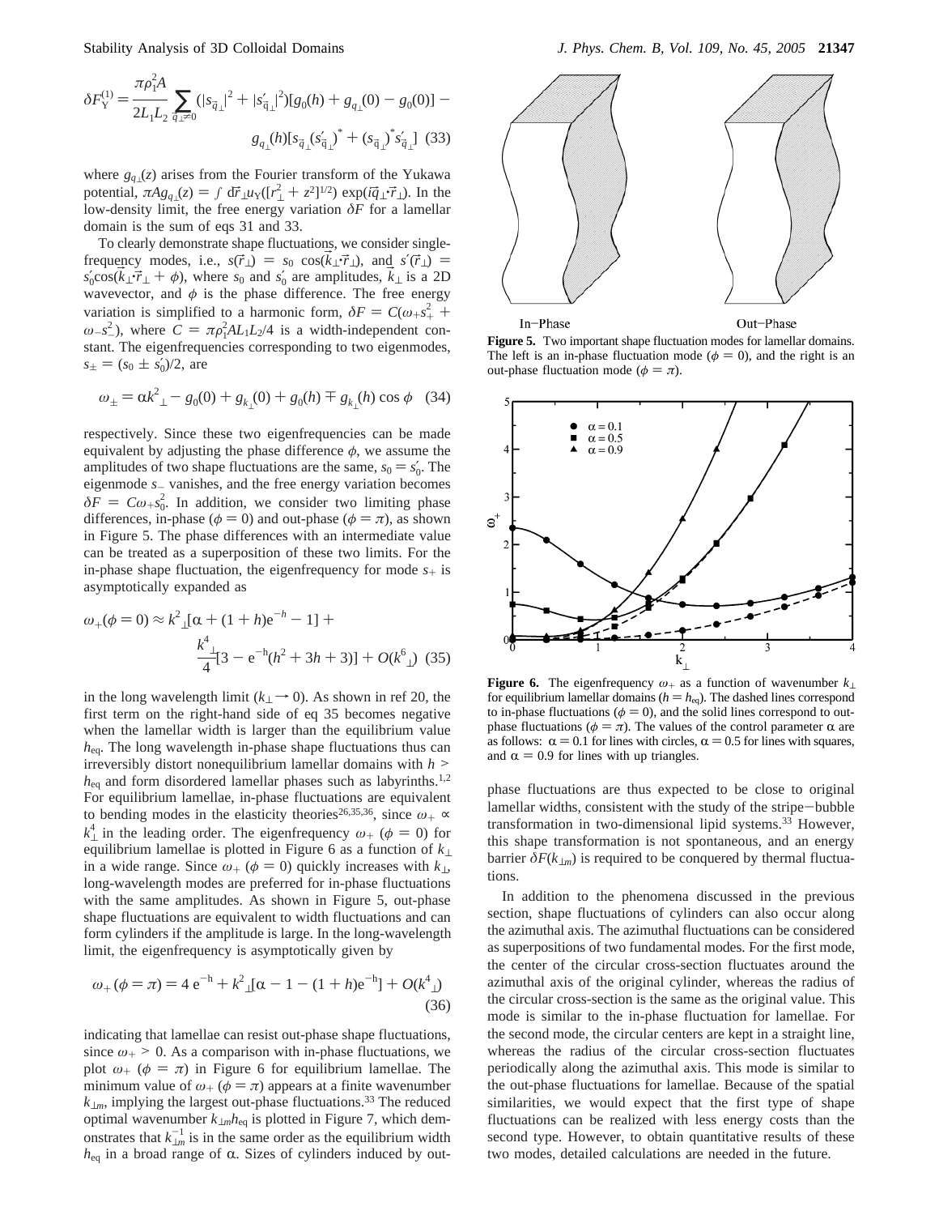$$\delta F_{\rm Y}^{(1)} = \frac{\pi\rho_1^2 A}{2L_1L_2}\sum_{\vec{q}_\perp\neq 0}(|s_{\vec{q}_\perp}|^2 + |s'_{\vec{q}_\perp}|^2)[g_0(h) + g_{q_\perp}(0) - g_0(0)] - g_{q_\perp}(h)[s_{\vec{q}_\perp}(s'_{\vec{q}_\perp})^* + (s_{\vec{q}_\perp})^* s'_{\vec{q}_\perp}] \quad (33)$$

where $g_{q_\perp}(z)$ arises from the Fourier transform of the Yukawa potential, $\pi A g_{q_\perp}(z) = \int d\vec{r}_\perp u_{\rm Y}([r_\perp^2 + z^2]^{1/2}) \exp(i\vec{q}_\perp \cdot \vec{r}_\perp)$. In the low-density limit, the free energy variation $\delta F$ for a lamellar domain is the sum of eqs 31 and 33.

To clearly demonstrate shape fluctuations, we consider single-frequency modes, i.e., $s(\vec{r}_\perp) = s_0 \cos(\vec{k}_\perp \cdot \vec{r}_\perp)$, and $s'(\vec{r}_\perp) = s'_0 \cos(\vec{k}_\perp \cdot \vec{r}_\perp + \phi)$, where $s_0$ and $s'_0$ are amplitudes, $\vec{k}_\perp$ is a 2D wavevector, and $\phi$ is the phase difference. The free energy variation is simplified to a harmonic form, $\delta F = C(\omega_+ s_+^2 + \omega_- s_-^2)$, where $C = \pi\rho_1^2 A L_1 L_2/4$ is a width-independent constant. The eigenfrequencies corresponding to two eigenmodes, $s_\pm = (s_0 \pm s'_0)/2$, are

$$\omega_\pm = \alpha k_\perp^2 - g_0(0) + g_{k_\perp}(0) + g_0(h) \mp g_{k_\perp}(h)\cos\phi \quad (34)$$

respectively. Since these two eigenfrequencies can be made equivalent by adjusting the phase difference $\phi$, we assume the amplitudes of two shape fluctuations are the same, $s_0 = s'_0$. The eigenmode $s_-$ vanishes, and the free energy variation becomes $\delta F = C\omega_+ s_0^2$. In addition, we consider two limiting phase differences, in-phase ($\phi = 0$) and out-phase ($\phi = \pi$), as shown in Figure 5. The phase differences with an intermediate value can be treated as a superposition of these two limits. For the in-phase shape fluctuation, the eigenfrequency for mode $s_+$ is asymptotically expanded as

$$\omega_+(\phi = 0) \approx k_\perp^2[\alpha + (1+h)e^{-h} - 1] + \frac{k_\perp^4}{4}[3 - e^{-h}(h^2 + 3h + 3)] + O(k_\perp^6) \quad (35)$$

in the long wavelength limit ($k_\perp \to 0$). As shown in ref 20, the first term on the right-hand side of eq 35 becomes negative when the lamellar width is larger than the equilibrium value $h_{\rm eq}$. The long wavelength in-phase shape fluctuations thus can irreversibly distort nonequilibrium lamellar domains with $h > h_{\rm eq}$ and form disordered lamellar phases such as labyrinths.[1,2] For equilibrium lamellae, in-phase fluctuations are equivalent to bending modes in the elasticity theories[26,35,36], since $\omega_+ \propto k_\perp^4$ in the leading order. The eigenfrequency $\omega_+$ ($\phi = 0$) for equilibrium lamellae is plotted in Figure 6 as a function of $k_\perp$ in a wide range. Since $\omega_+$ ($\phi = 0$) quickly increases with $k_\perp$, long-wavelength modes are preferred for in-phase fluctuations with the same amplitudes. As shown in Figure 5, out-phase shape fluctuations are equivalent to width fluctuations and can form cylinders if the amplitude is large. In the long-wavelength limit, the eigenfrequency is asymptotically given by

$$\omega_+(\phi = \pi) = 4e^{-h} + k_\perp^2[\alpha - 1 - (1+h)e^{-h}] + O(k_\perp^4) \quad (36)$$

indicating that lamellae can resist out-phase shape fluctuations, since $\omega_+ > 0$. As a comparison with in-phase fluctuations, we plot $\omega_+$ ($\phi = \pi$) in Figure 6 for equilibrium lamellae. The minimum value of $\omega_+$ ($\phi = \pi$) appears at a finite wavenumber $k_{\perp m}$, implying the largest out-phase fluctuations.[33] The reduced optimal wavenumber $k_{\perp m}h_{\rm eq}$ is plotted in Figure 7, which demonstrates that $k_{\perp m}^{-1}$ is in the same order as the equilibrium width $h_{\rm eq}$ in a broad range of $\alpha$. Sizes of cylinders induced by out-phase fluctuations are thus expected to be close to original lamellar widths, consistent with the study of the stripe–bubble transformation in two-dimensional lipid systems.[33] However, this shape transformation is not spontaneous, and an energy barrier $\delta F(k_{\perp m})$ is required to be conquered by thermal fluctuations.

**Figure 5.** Two important shape fluctuation modes for lamellar domains. The left is an in-phase fluctuation mode ($\phi = 0$), and the right is an out-phase fluctuation mode ($\phi = \pi$).

**Figure 6.** The eigenfrequency $\omega_+$ as a function of wavenumber $k_\perp$ for equilibrium lamellar domains ($h = h_{\rm eq}$). The dashed lines correspond to in-phase fluctuations ($\phi = 0$), and the solid lines correspond to out-phase fluctuations ($\phi = \pi$). The values of the control parameter $\alpha$ are as follows: $\alpha = 0.1$ for lines with circles, $\alpha = 0.5$ for lines with squares, and $\alpha = 0.9$ for lines with up triangles.

In addition to the phenomena discussed in the previous section, shape fluctuations of cylinders can also occur along the azimuthal axis. The azimuthal fluctuations can be considered as superpositions of two fundamental modes. For the first mode, the center of the circular cross-section fluctuates around the azimuthal axis of the original cylinder, whereas the radius of the circular cross-section is the same as the original value. This mode is similar to the in-phase fluctuation for lamellae. For the second mode, the circular centers are kept in a straight line, whereas the radius of the circular cross-section fluctuates periodically along the azimuthal axis. This mode is similar to the out-phase fluctuations for lamellae. Because of the spatial similarities, we would expect that the first type of shape fluctuations can be realized with less energy costs than the second type. However, to obtain quantitative results of these two modes, detailed calculations are needed in the future.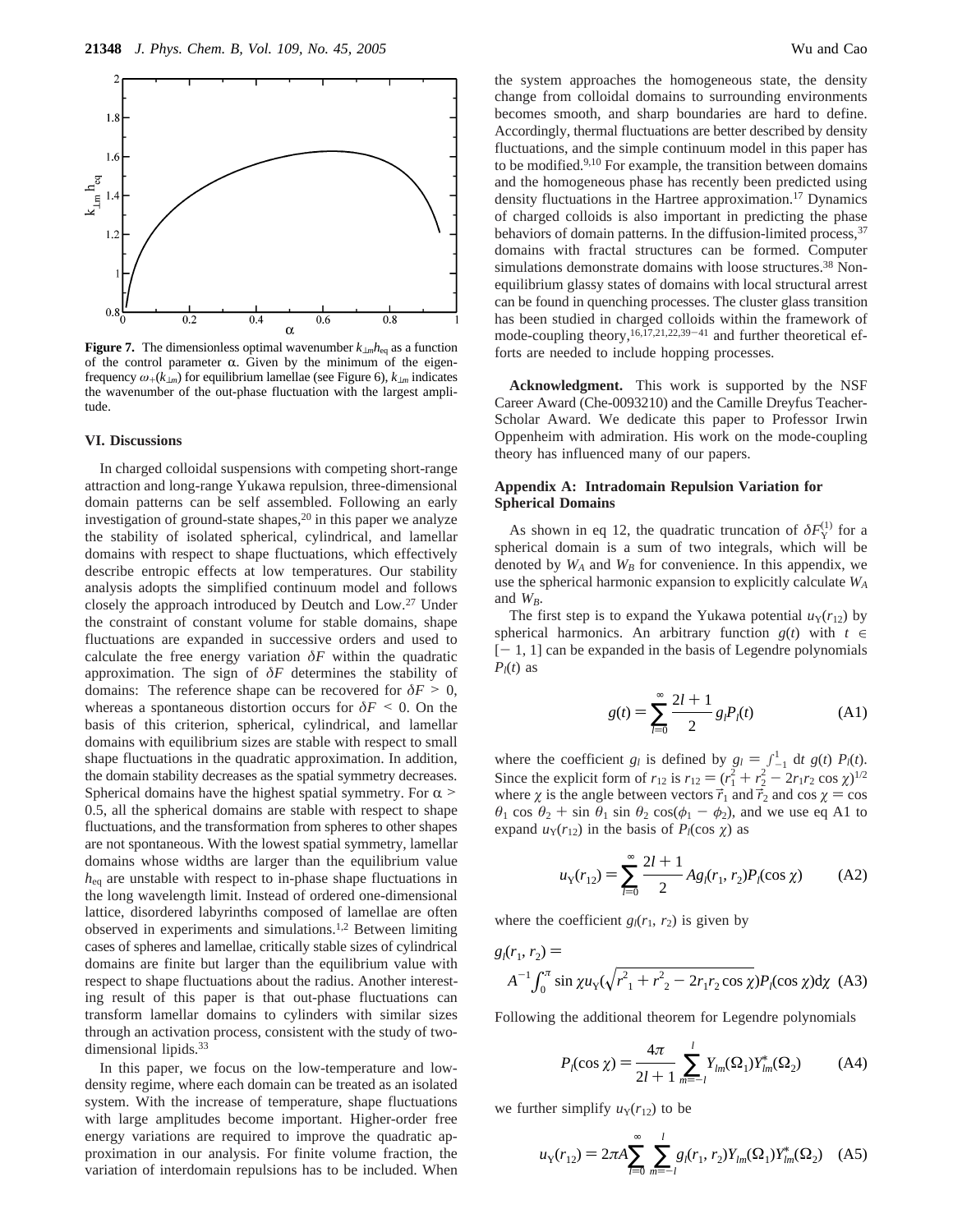**Figure 7.** The dimensionless optimal wavenumber $k_{\perp m}h_{eq}$ as a function of the control parameter α. Given by the minimum of the eigenfrequency $\omega_+(k_{\perp m})$ for equilibrium lamellae (see Figure 6), $k_{\perp m}$ indicates the wavenumber of the out-phase fluctuation with the largest amplitude.

## VI. Discussions

In charged colloidal suspensions with competing short-range attraction and long-range Yukawa repulsion, three-dimensional domain patterns can be self assembled. Following an early investigation of ground-state shapes,[20] in this paper we analyze the stability of isolated spherical, cylindrical, and lamellar domains with respect to shape fluctuations, which effectively describe entropic effects at low temperatures. Our stability analysis adopts the simplified continuum model and follows closely the approach introduced by Deutch and Low.[27] Under the constraint of constant volume for stable domains, shape fluctuations are expanded in successive orders and used to calculate the free energy variation $\delta F$ within the quadratic approximation. The sign of $\delta F$ determines the stability of domains: The reference shape can be recovered for $\delta F > 0$, whereas a spontaneous distortion occurs for $\delta F < 0$. On the basis of this criterion, spherical, cylindrical, and lamellar domains with equilibrium sizes are stable with respect to small shape fluctuations in the quadratic approximation. In addition, the domain stability decreases as the spatial symmetry decreases. Spherical domains have the highest spatial symmetry. For $\alpha > 0.5$, all the spherical domains are stable with respect to shape fluctuations, and the transformation from spheres to other shapes are not spontaneous. With the lowest spatial symmetry, lamellar domains whose widths are larger than the equilibrium value $h_{eq}$ are unstable with respect to in-phase shape fluctuations in the long wavelength limit. Instead of ordered one-dimensional lattice, disordered labyrinths composed of lamellae are often observed in experiments and simulations.[1,2] Between limiting cases of spheres and lamellae, critically stable sizes of cylindrical domains are finite but larger than the equilibrium value with respect to shape fluctuations about the radius. Another interesting result of this paper is that out-phase fluctuations can transform lamellar domains to cylinders with similar sizes through an activation process, consistent with the study of two-dimensional lipids.[33]

In this paper, we focus on the low-temperature and low-density regime, where each domain can be treated as an isolated system. With the increase of temperature, shape fluctuations with large amplitudes become important. Higher-order free energy variations are required to improve the quadratic approximation in our analysis. For finite volume fraction, the variation of interdomain repulsions has to be included. When the system approaches the homogeneous state, the density change from colloidal domains to surrounding environments becomes smooth, and sharp boundaries are hard to define. Accordingly, thermal fluctuations are better described by density fluctuations, and the simple continuum model in this paper has to be modified.[9,10] For example, the transition between domains and the homogeneous phase has recently been predicted using density fluctuations in the Hartree approximation.[17] Dynamics of charged colloids is also important in predicting the phase behaviors of domain patterns. In the diffusion-limited process,[37] domains with fractal structures can be formed. Computer simulations demonstrate domains with loose structures.[38] Non-equilibrium glassy states of domains with local structural arrest can be found in quenching processes. The cluster glass transition has been studied in charged colloids within the framework of mode-coupling theory,[16,17,21,22,39−41] and further theoretical efforts are needed to include hopping processes.

**Acknowledgment.** This work is supported by the NSF Career Award (Che-0093210) and the Camille Dreyfus Teacher-Scholar Award. We dedicate this paper to Professor Irwin Oppenheim with admiration. His work on the mode-coupling theory has influenced many of our papers.

## Appendix A: Intradomain Repulsion Variation for Spherical Domains

As shown in eq 12, the quadratic truncation of $\delta F_Y^{(1)}$ for a spherical domain is a sum of two integrals, which will be denoted by $W_A$ and $W_B$ for convenience. In this appendix, we use the spherical harmonic expansion to explicitly calculate $W_A$ and $W_B$.

The first step is to expand the Yukawa potential $u_Y(r_{12})$ by spherical harmonics. An arbitrary function $g(t)$ with $t \in [-1, 1]$ can be expanded in the basis of Legendre polynomials $P_l(t)$ as

$$g(t) = \sum_{l=0}^{\infty} \frac{2l+1}{2} g_l P_l(t) \tag{A1}$$

where the coefficient $g_l$ is defined by $g_l = \int_{-1}^{1} \mathrm{d}t\, g(t)\, P_l(t)$. Since the explicit form of $r_{12}$ is $r_{12} = (r_1^2 + r_2^2 - 2r_1r_2 \cos \chi)^{1/2}$ where $\chi$ is the angle between vectors $\vec{r}_1$ and $\vec{r}_2$ and $\cos \chi = \cos \theta_1 \cos \theta_2 + \sin \theta_1 \sin \theta_2 \cos(\phi_1 - \phi_2)$, and we use eq A1 to expand $u_Y(r_{12})$ in the basis of $P_l(\cos \chi)$ as

$$u_Y(r_{12}) = \sum_{l=0}^{\infty} \frac{2l+1}{2} A g_l(r_1, r_2) P_l(\cos \chi) \tag{A2}$$

where the coefficient $g_l(r_1, r_2)$ is given by

$$g_l(r_1, r_2) = A^{-1} \int_0^{\pi} \sin \chi\, u_Y(\sqrt{r_1^2 + r_2^2 - 2r_1r_2 \cos \chi}) P_l(\cos \chi) \mathrm{d}\chi \tag{A3}$$

Following the additional theorem for Legendre polynomials

$$P_l(\cos \chi) = \frac{4\pi}{2l+1} \sum_{m=-l}^{l} Y_{lm}(\Omega_1) Y_{lm}^*(\Omega_2) \tag{A4}$$

we further simplify $u_Y(r_{12})$ to be

$$u_Y(r_{12}) = 2\pi A \sum_{l=0}^{\infty} \sum_{m=-l}^{l} g_l(r_1, r_2) Y_{lm}(\Omega_1) Y_{lm}^*(\Omega_2) \tag{A5}$$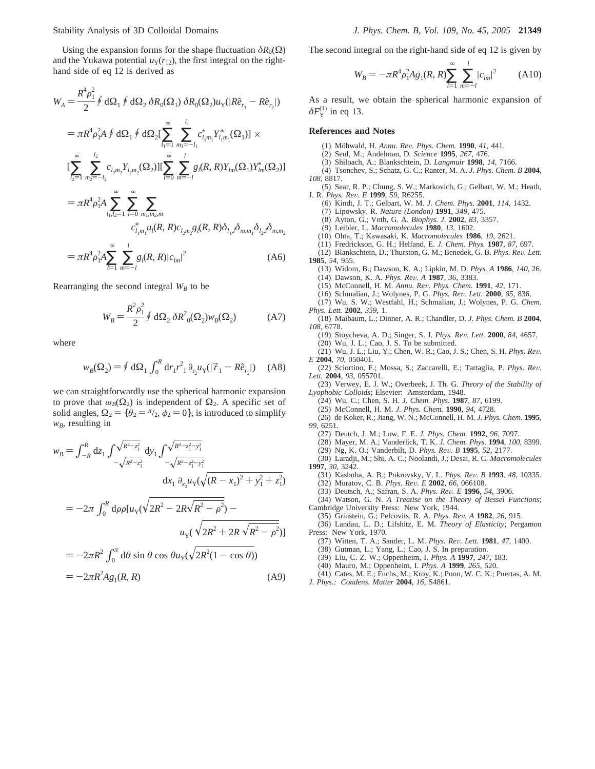Using the expansion forms for the shape fluctuation $\delta R_0(\Omega)$ and the Yukawa potential $u_Y(r_{12})$, the first integral on the right-hand side of eq 12 is derived as

$$
\begin{aligned}
W_A &= \frac{R^4\rho_1^2}{2}\oint d\Omega_1 \oint d\Omega_2\, \delta R_0(\Omega_1)\, \delta R_0(\Omega_2) u_Y(|R\hat{e}_{r_1} - R\hat{e}_{r_2}|) \\
&= \pi R^4 \rho_1^2 A \oint d\Omega_1 \oint d\Omega_2 [\sum_{l_1=1}^{\infty}\sum_{m_1=-l_1}^{l_1} c^*_{l_1m_1} Y^*_{l_1m_1}(\Omega_1)] \times \\
&\quad [\sum_{l_2=1}^{\infty}\sum_{m_2=-l_2}^{l_2} c_{l_2m_2} Y_{l_2m_2}(\Omega_2)][\sum_{l=0}^{\infty}\sum_{m=-l}^{l} g_l(R,R) Y_{lm}(\Omega_1) Y^*_{lm}(\Omega_2)] \\
&= \pi R^4 \rho_1^2 A \sum_{l_1,l_2=1}^{\infty}\sum_{l=0}^{\infty}\sum_{m_1,m_2,m} c^*_{l_1m_1} u_l(R,R) c_{l_2m_2} g_l(R,R) \delta_{l_1,l}\delta_{m,m_1}\delta_{l_2,l}\delta_{m,m_2} \\
&= \pi R^4 \rho_1^2 A \sum_{l=1}^{\infty}\sum_{m=-l}^{l} g_l(R,R)|c_{lm}|^2 
\end{aligned} \tag{A6}
$$

Rearranging the second integral $W_B$ to be

$$W_B = \frac{R^2\rho_1^2}{2}\oint d\Omega_2\, \delta R^2{}_0(\Omega_2) w_B(\Omega_2) \tag{A7}$$

where

$$w_B(\Omega_2) = \oint d\Omega_1 \int_0^R dr_1 r^2{}_1\, \partial_{r_2} u_Y(|\vec{r}_1 - R\hat{e}_{r_2}|) \tag{A8}$$

we can straightforwardly use the spherical harmonic expansion to prove that $\omega_B(\Omega_2)$ is independent of $\Omega_2$. A specific set of solid angles, $\Omega_2 = \{\theta_2 = \pi/_2, \phi_2 = 0\}$, is introduced to simplify $w_B$, resulting in

$$
\begin{aligned}
w_B &= \int_{-R}^{R} dz_1 \int_{-\sqrt{R^2-z_1^2}}^{\sqrt{R^2-z_1^2}} dy_1 \int_{-\sqrt{R^2-z_1^2-y_1^2}}^{\sqrt{R^2-z_1^2-y_1^2}} dx_1\, \partial_{x_2} u_Y(\sqrt{(R-x_1)^2 + y_1^2 + z_1^2}) \\
&= -2\pi \int_0^R d\rho\rho [u_Y(\sqrt{2R^2 - 2R\sqrt{R^2-\rho^2}}) - u_Y(\sqrt{2R^2 + 2R\sqrt{R^2-\rho^2}})] \\
&= -2\pi R^2 \int_0^{\pi} d\theta \sin\theta \cos\theta u_Y(\sqrt{2R^2(1-\cos\theta)}) \\
&= -2\pi R^2 A g_1(R,R)
\end{aligned} \tag{A9}
$$

The second integral on the right-hand side of eq 12 is given by

$$W_B = -\pi R^4 \rho_1^2 A g_1(R,R) \sum_{l=1}^{\infty}\sum_{m=-l}^{l} |c_{lm}|^2 \tag{A10}$$

As a result, we obtain the spherical harmonic expansion of $\delta F_Y^{(1)}$ in eq 13.

## References and Notes

(1) Möhwald, H. *Annu. Rev. Phys. Chem.* **1990**, *41*, 441.
(2) Seul, M.; Andelman, D. *Science* **1995**, *267*, 476.
(3) Shiloach, A.; Blankschtein, D. *Langmuir* **1998**, *14*, 7166.
(4) Tsonchev, S.; Schatz, G. C.; Ranter, M. A. *J. Phys. Chem. B* **2004**, *108*, 8817.
(5) Sear, R. P.; Chung, S. W.; Markovich, G.; Gelbart, W. M.; Heath, J. R. *Phys. Rev. E* **1999**, *59*, R6255.
(6) Kindt, J. T.; Gelbart, W. M. *J. Chem. Phys.* **2001**, *114*, 1432.
(7) Lipowsky, R. *Nature (London)* **1991**, *349*, 475.
(8) Ayton, G.; Voth, G. A. *Biophys. J.* **2002**, *83*, 3357.
(9) Leibler, L. *Macromolecules* **1980**, *13*, 1602.
(10) Ohta, T.; Kawasaki, K. *Macromolecules* **1986**, *19*, 2621.
(11) Fredrickson, G. H.; Helfand, E. *J. Chem. Phys.* **1987**, *87*, 697.
(12) Blankschtein, D.; Thurston, G. M.; Benedek, G. B. *Phys. Rev. Lett.* **1985**, *54*, 955.
(13) Widom, B.; Dawson, K. A.; Lipkin, M. D. *Phys. A* **1986**, *140*, 26.
(14) Dawson, K. A. *Phys. Rev. A* **1987**, *36*, 3383.
(15) McConnell, H. M. *Annu. Rev. Phys. Chem.* **1991**, *42*, 171.
(16) Schmalian, J.; Wolynes, P. G. *Phys. Rev. Lett.* **2000**, *85*, 836.
(17) Wu, S. W.; Westfahl, H.; Schmalian, J.; Wolynes, P. G. *Chem. Phys. Lett.* **2002**, *359*, 1.
(18) Maibaum, L.; Dinner, A. R.; Chandler, D. *J. Phys. Chem. B* **2004**, *108*, 6778.
(19) Stoycheva, A. D.; Singer, S. J. *Phys. Rev. Lett.* **2000**, *84*, 4657.
(20) Wu, J. L.; Cao, J. S. To be submitted.
(21) Wu, J. L.; Liu, Y.; Chen, W. R.; Cao, J. S.; Chen, S. H. *Phys. Rev. E* **2004**, *70*, 050401.
(22) Sciortino, F.; Mossa, S.; Zaccarelli, E.; Tartaglia, P. *Phys. Rev. Lett.* **2004**, *93*, 055701.
(23) Verwey, E. J. W.; Overbeek, J. Th. G. *Theory of the Stability of Lyophobic Colloids*; Elsevier: Amsterdam, 1948.
(24) Wu, C.; Chen, S. H. *J. Chem. Phys.* **1987**, *87*, 6199.
(25) McConnell, H. M. *J. Phys. Chem.* **1990**, *94*, 4728.
(26) de Koker, R.; Jiang, W. N.; McConnell, H. M. *J. Phys. Chem.* **1995**, *99*, 6251.
(27) Deutch, J. M.; Low, F. E. *J. Phys. Chem.* **1992**, *96*, 7097.
(28) Mayer, M. A.; Vanderlick, T. K. *J. Chem. Phys.* **1994**, *100*, 8399.
(29) Ng, K. O.; Vanderbilt, D. *Phys. Rev. B* **1995**, *52*, 2177.
(30) Laradji, M.; Shi, A. C.; Noolandi, J.; Desai, R. C. *Macromolecules* **1997**, *30*, 3242.
(31) Kashuba, A. B.; Pokrovsky, V. L. *Phys. Rev. B* **1993**, *48*, 10335.
(32) Muratov, C. B. *Phys. Rev. E* **2002**, *66*, 066108.
(33) Deutsch, A.; Safran, S. A. *Phys. Rev. E* **1996**, *54*, 3906.
(34) Watson, G. N. *A Treatise on the Theory of Bessel Functions*; Cambridge University Press: New York, 1944.
(35) Grinstein, G.; Pelcovits, R. A. *Phys. Rev. A* **1982**, *26*, 915.
(36) Landau, L. D.; Lifshitz, E. M. *Theory of Elasticity*; Pergamon Press: New York, 1970.
(37) Witten, T. A.; Sander, L. M. *Phys. Rev. Lett.* **1981**, *47*, 1400.
(38) Gutman, L.; Yang, L.; Cao, J. S. In preparation.
(39) Liu, C. Z. W.; Oppenheim, I. *Phys. A* **1997**, *247*, 183.
(40) Mauro, M.; Oppenheim, I. *Phys. A* **1999**, *265*, 520.
(41) Cates, M. E.; Fuchs, M.; Kroy, K.; Poon, W. C. K.; Puertas, A. M. *J. Phys.: Condens. Matter* **2004**, *16*, S4861.